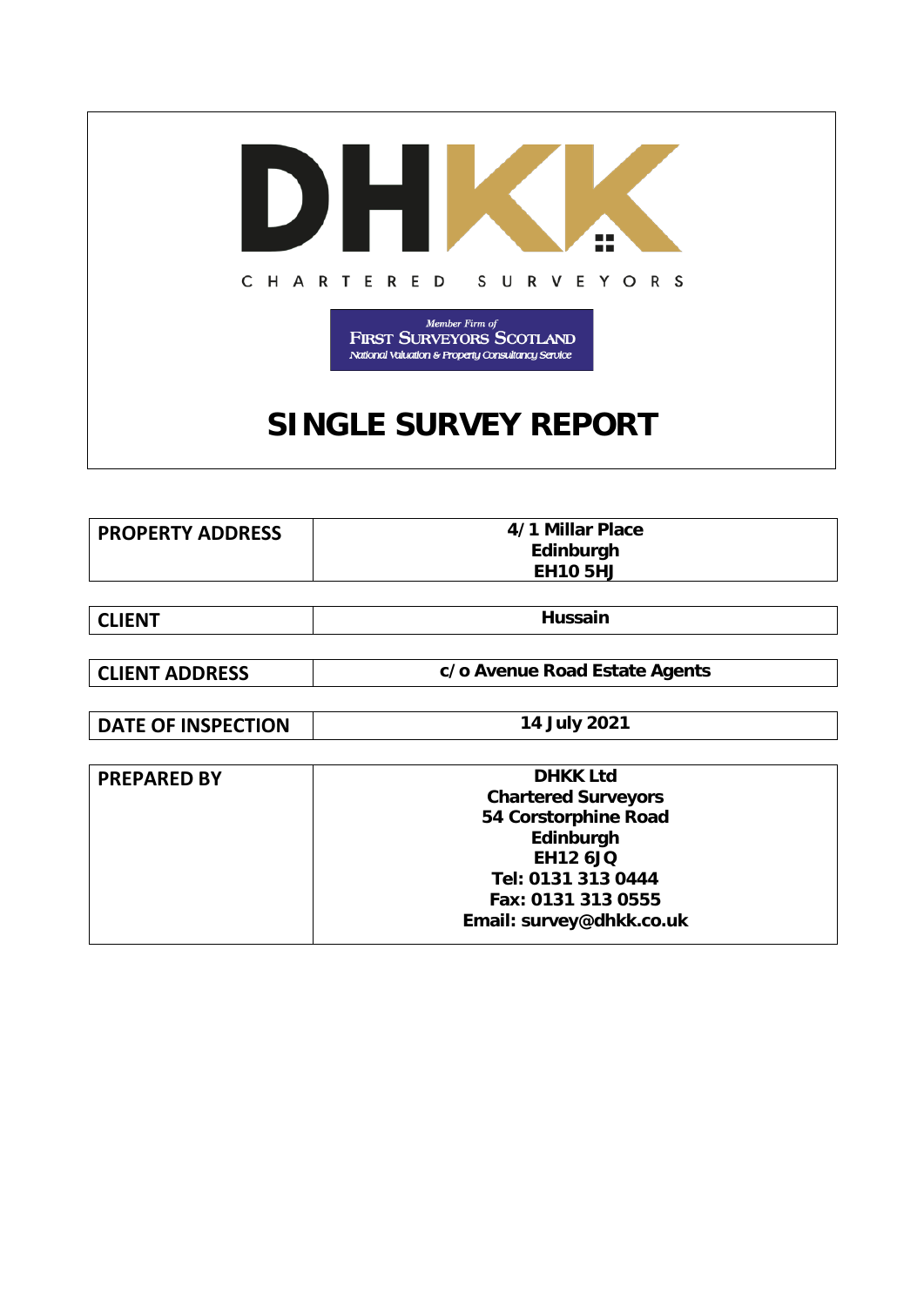DHKK

CHARTERED SURVEYORS

*Member Firm of*
FIRST SURVEYORS SCOTLAND
*National Valuation & Property Consultancy Service*

# SINGLE SURVEY REPORT

| PROPERTY ADDRESS | 4/1 Millar Place<br>Edinburgh<br>EH10 5HJ |
|---|---|
| CLIENT | Hussain |
| CLIENT ADDRESS | c/o Avenue Road Estate Agents |
| DATE OF INSPECTION | 14 July 2021 |
| PREPARED BY | DHKK Ltd<br>Chartered Surveyors<br>54 Corstorphine Road<br>Edinburgh<br>EH12 6JQ<br>Tel: 0131 313 0444<br>Fax: 0131 313 0555<br>Email: survey@dhkk.co.uk |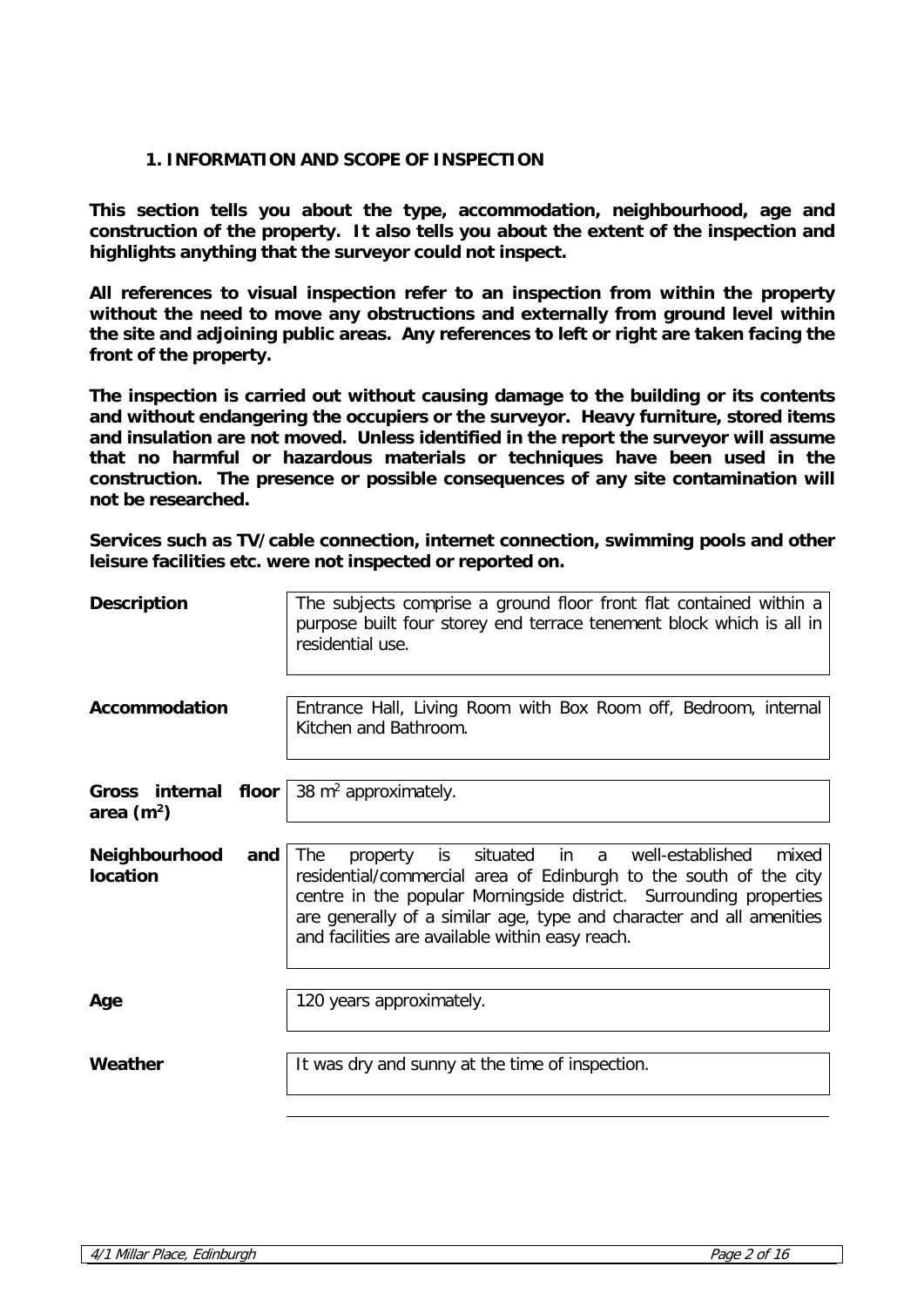## 1. INFORMATION AND SCOPE OF INSPECTION

**This section tells you about the type, accommodation, neighbourhood, age and construction of the property. It also tells you about the extent of the inspection and highlights anything that the surveyor could not inspect.**

**All references to visual inspection refer to an inspection from within the property without the need to move any obstructions and externally from ground level within the site and adjoining public areas. Any references to left or right are taken facing the front of the property.**

**The inspection is carried out without causing damage to the building or its contents and without endangering the occupiers or the surveyor. Heavy furniture, stored items and insulation are not moved. Unless identified in the report the surveyor will assume that no harmful or hazardous materials or techniques have been used in the construction. The presence or possible consequences of any site contamination will not be researched.**

**Services such as TV/cable connection, internet connection, swimming pools and other leisure facilities etc. were not inspected or reported on.**

| | |
|---|---|
| **Description** | The subjects comprise a ground floor front flat contained within a purpose built four storey end terrace tenement block which is all in residential use. |
| **Accommodation** | Entrance Hall, Living Room with Box Room off, Bedroom, internal Kitchen and Bathroom. |
| **Gross internal floor area ($m^2$)** | 38 $m^2$ approximately. |
| **Neighbourhood and location** | The property is situated in a well-established mixed residential/commercial area of Edinburgh to the south of the city centre in the popular Morningside district. Surrounding properties are generally of a similar age, type and character and all amenities and facilities are available within easy reach. |
| **Age** | 120 years approximately. |
| **Weather** | It was dry and sunny at the time of inspection. |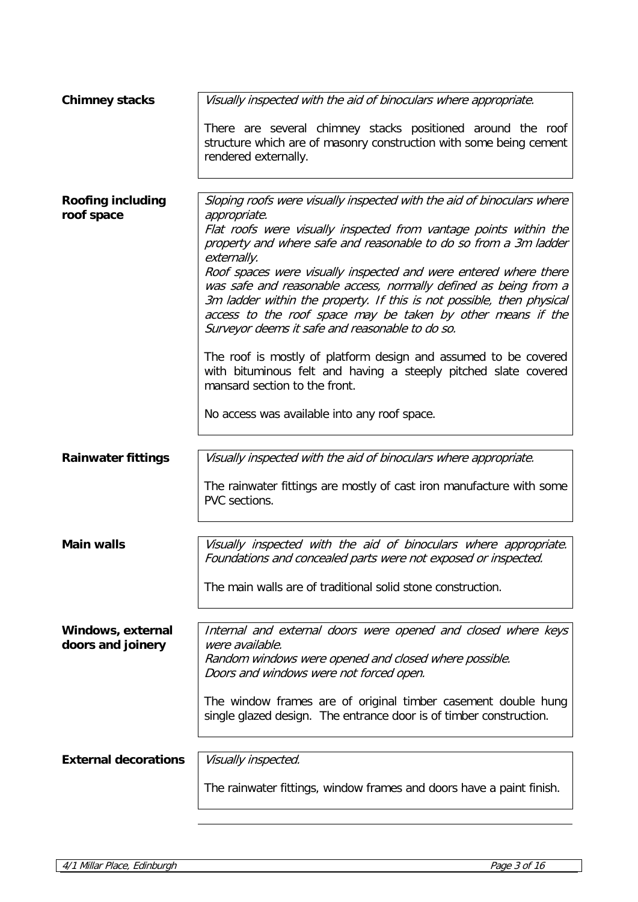**Chimney stacks**

*Visually inspected with the aid of binoculars where appropriate.*

There are several chimney stacks positioned around the roof structure which are of masonry construction with some being cement rendered externally.

**Roofing including roof space**

*Sloping roofs were visually inspected with the aid of binoculars where appropriate.*
*Flat roofs were visually inspected from vantage points within the property and where safe and reasonable to do so from a 3m ladder externally.*
*Roof spaces were visually inspected and were entered where there was safe and reasonable access, normally defined as being from a 3m ladder within the property. If this is not possible, then physical access to the roof space may be taken by other means if the Surveyor deems it safe and reasonable to do so.*

The roof is mostly of platform design and assumed to be covered with bituminous felt and having a steeply pitched slate covered mansard section to the front.

No access was available into any roof space.

**Rainwater fittings**

*Visually inspected with the aid of binoculars where appropriate.*

The rainwater fittings are mostly of cast iron manufacture with some PVC sections.

**Main walls**

*Visually inspected with the aid of binoculars where appropriate. Foundations and concealed parts were not exposed or inspected.*

The main walls are of traditional solid stone construction.

**Windows, external doors and joinery**

*Internal and external doors were opened and closed where keys were available.*
*Random windows were opened and closed where possible.*
*Doors and windows were not forced open.*

The window frames are of original timber casement double hung single glazed design. The entrance door is of timber construction.

**External decorations**

*Visually inspected.*

The rainwater fittings, window frames and doors have a paint finish.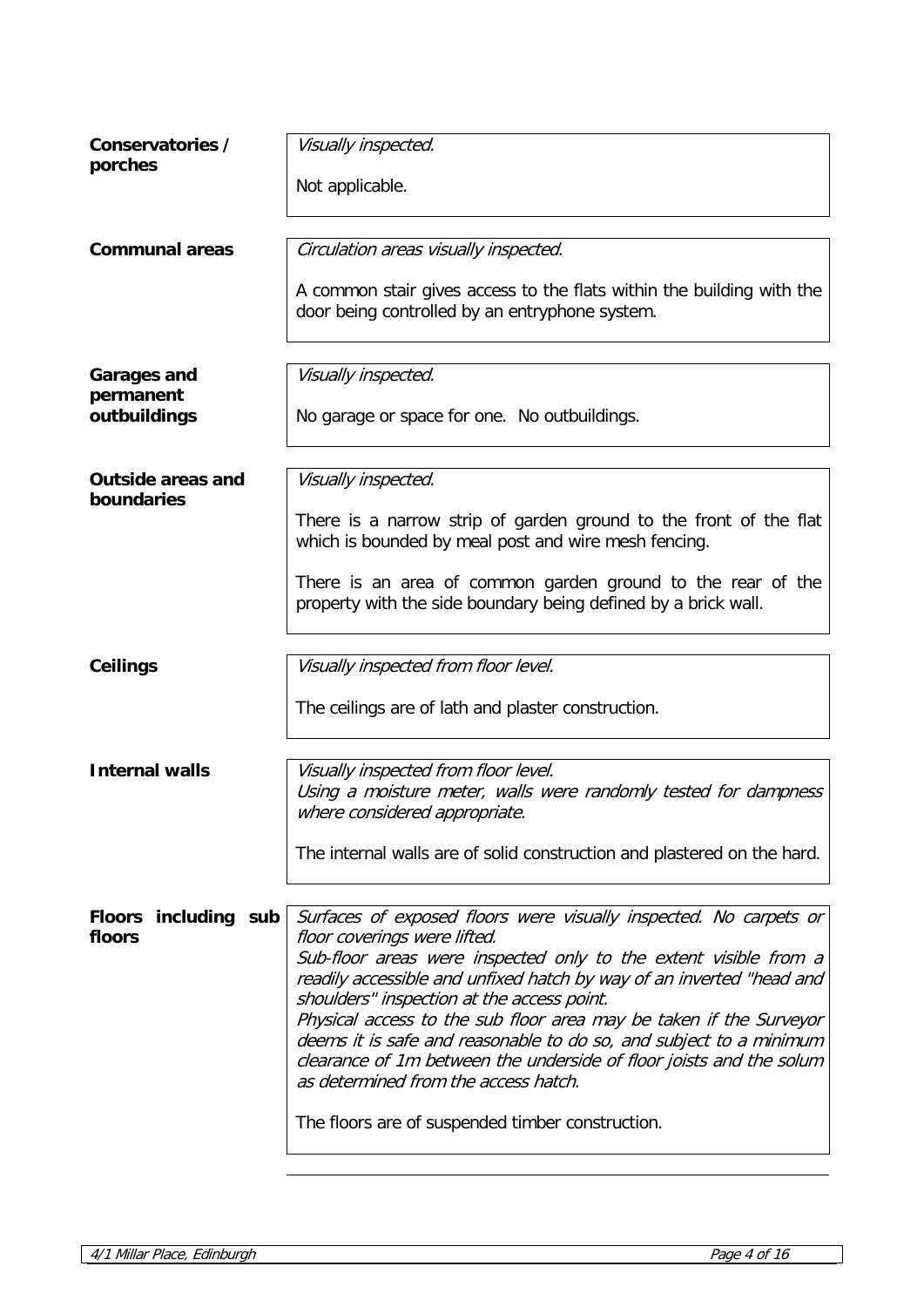**Conservatories / porches**

*Visually inspected.*

Not applicable.

**Communal areas**

*Circulation areas visually inspected.*

A common stair gives access to the flats within the building with the door being controlled by an entryphone system.

**Garages and permanent outbuildings**

*Visually inspected.*

No garage or space for one. No outbuildings.

**Outside areas and boundaries**

*Visually inspected.*

There is a narrow strip of garden ground to the front of the flat which is bounded by meal post and wire mesh fencing.

There is an area of common garden ground to the rear of the property with the side boundary being defined by a brick wall.

**Ceilings**

*Visually inspected from floor level.*

The ceilings are of lath and plaster construction.

**Internal walls**

*Visually inspected from floor level.*
*Using a moisture meter, walls were randomly tested for dampness where considered appropriate.*

The internal walls are of solid construction and plastered on the hard.

**Floors including sub floors**

*Surfaces of exposed floors were visually inspected. No carpets or floor coverings were lifted.*
*Sub-floor areas were inspected only to the extent visible from a readily accessible and unfixed hatch by way of an inverted "head and shoulders" inspection at the access point.*
*Physical access to the sub floor area may be taken if the Surveyor deems it is safe and reasonable to do so, and subject to a minimum clearance of 1m between the underside of floor joists and the solum as determined from the access hatch.*

The floors are of suspended timber construction.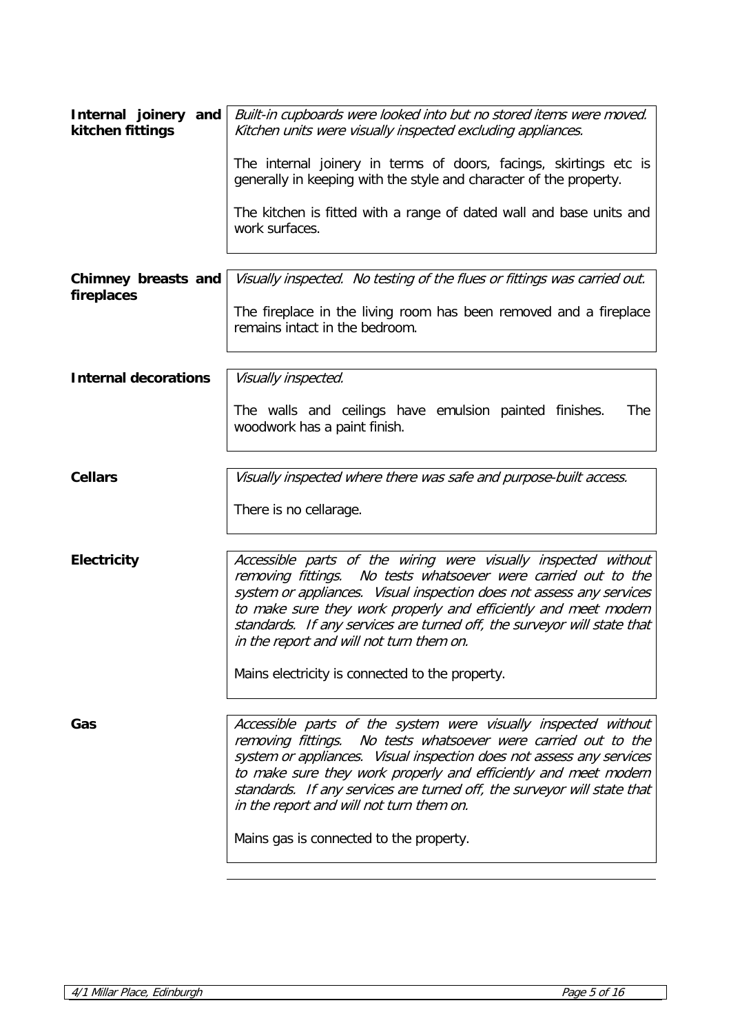**Internal joinery and kitchen fittings**

*Built-in cupboards were looked into but no stored items were moved. Kitchen units were visually inspected excluding appliances.*

The internal joinery in terms of doors, facings, skirtings etc is generally in keeping with the style and character of the property.

The kitchen is fitted with a range of dated wall and base units and work surfaces.

**Chimney breasts and fireplaces**

*Visually inspected. No testing of the flues or fittings was carried out.*

The fireplace in the living room has been removed and a fireplace remains intact in the bedroom.

**Internal decorations**

*Visually inspected.*

The walls and ceilings have emulsion painted finishes. The woodwork has a paint finish.

**Cellars**

*Visually inspected where there was safe and purpose-built access.*

There is no cellarage.

**Electricity**

*Accessible parts of the wiring were visually inspected without removing fittings. No tests whatsoever were carried out to the system or appliances. Visual inspection does not assess any services to make sure they work properly and efficiently and meet modern standards. If any services are turned off, the surveyor will state that in the report and will not turn them on.*

Mains electricity is connected to the property.

**Gas**

*Accessible parts of the system were visually inspected without removing fittings. No tests whatsoever were carried out to the system or appliances. Visual inspection does not assess any services to make sure they work properly and efficiently and meet modern standards. If any services are turned off, the surveyor will state that in the report and will not turn them on.*

Mains gas is connected to the property.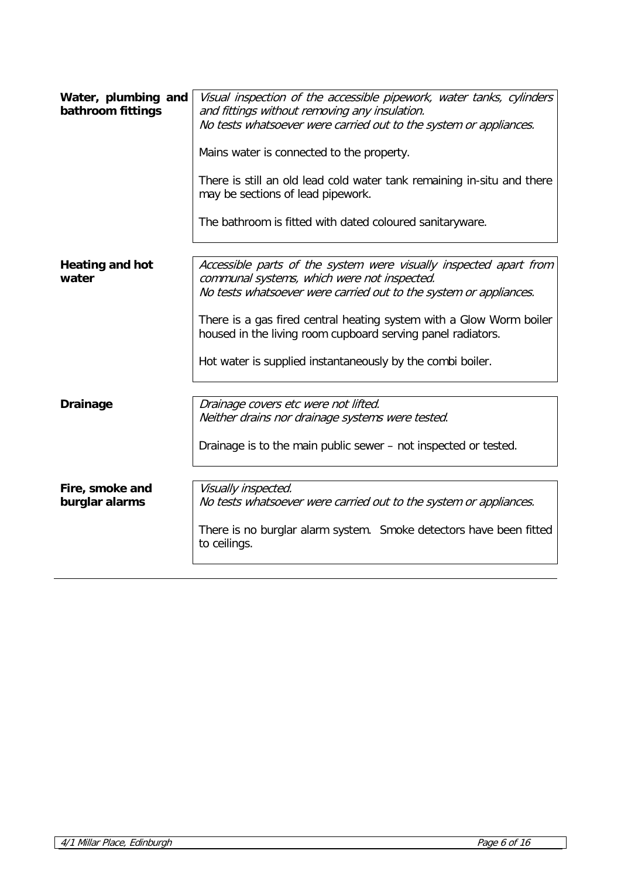| | |
|---|---|
| **Water, plumbing and bathroom fittings** | *Visual inspection of the accessible pipework, water tanks, cylinders and fittings without removing any insulation.*<br>*No tests whatsoever were carried out to the system or appliances.*<br><br>Mains water is connected to the property.<br><br>There is still an old lead cold water tank remaining in-situ and there may be sections of lead pipework.<br><br>The bathroom is fitted with dated coloured sanitaryware. |
| **Heating and hot water** | *Accessible parts of the system were visually inspected apart from communal systems, which were not inspected.*<br>*No tests whatsoever were carried out to the system or appliances.*<br><br>There is a gas fired central heating system with a Glow Worm boiler housed in the living room cupboard serving panel radiators.<br><br>Hot water is supplied instantaneously by the combi boiler. |
| **Drainage** | *Drainage covers etc were not lifted.*<br>*Neither drains nor drainage systems were tested.*<br><br>Drainage is to the main public sewer – not inspected or tested. |
| **Fire, smoke and burglar alarms** | *Visually inspected.*<br>*No tests whatsoever were carried out to the system or appliances.*<br><br>There is no burglar alarm system. Smoke detectors have been fitted to ceilings. |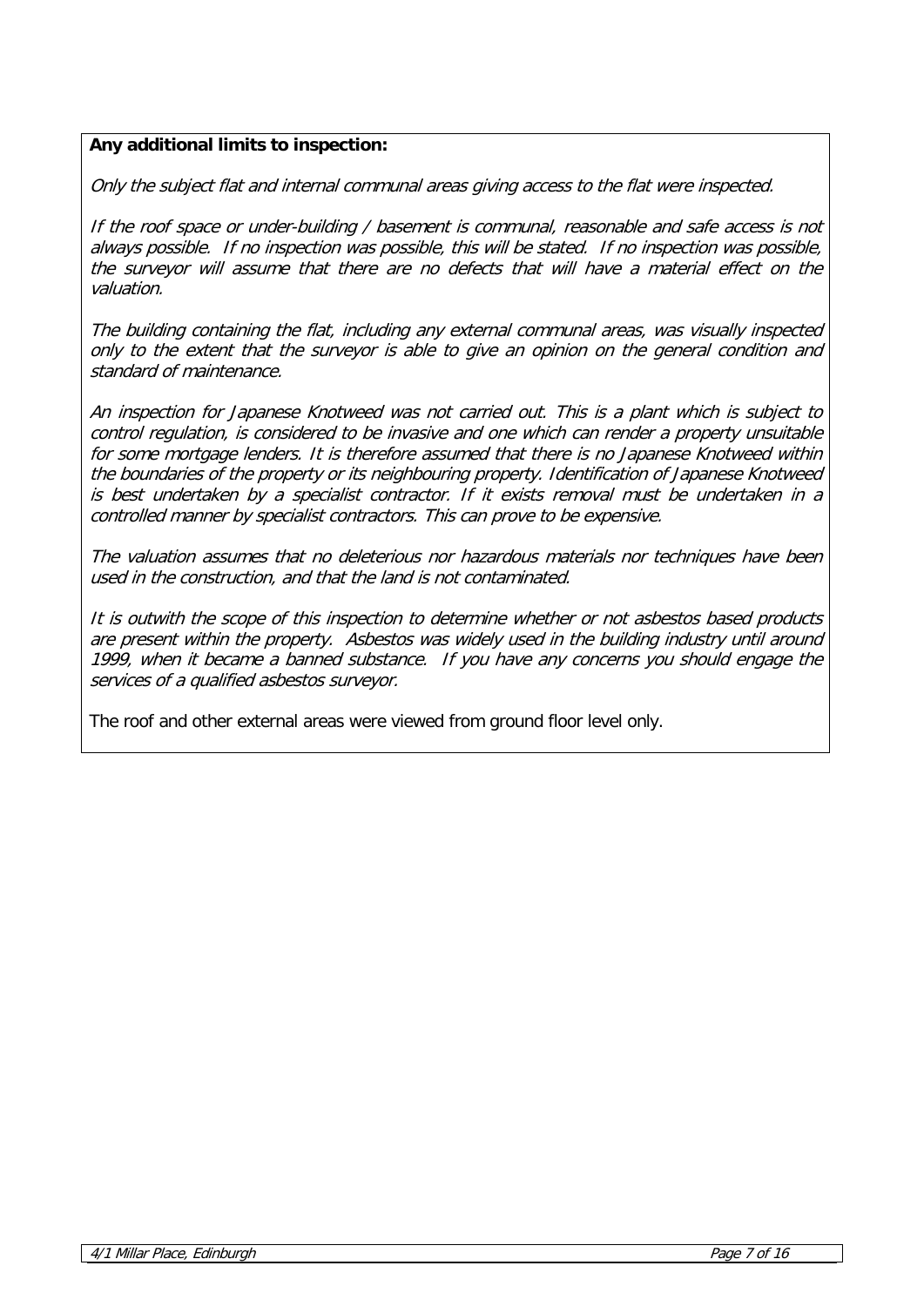**Any additional limits to inspection:**

*Only the subject flat and internal communal areas giving access to the flat were inspected.*

*If the roof space or under-building / basement is communal, reasonable and safe access is not always possible. If no inspection was possible, this will be stated. If no inspection was possible, the surveyor will assume that there are no defects that will have a material effect on the valuation.*

*The building containing the flat, including any external communal areas, was visually inspected only to the extent that the surveyor is able to give an opinion on the general condition and standard of maintenance.*

*An inspection for Japanese Knotweed was not carried out. This is a plant which is subject to control regulation, is considered to be invasive and one which can render a property unsuitable for some mortgage lenders. It is therefore assumed that there is no Japanese Knotweed within the boundaries of the property or its neighbouring property. Identification of Japanese Knotweed is best undertaken by a specialist contractor. If it exists removal must be undertaken in a controlled manner by specialist contractors. This can prove to be expensive.*

*The valuation assumes that no deleterious nor hazardous materials nor techniques have been used in the construction, and that the land is not contaminated.*

*It is outwith the scope of this inspection to determine whether or not asbestos based products are present within the property. Asbestos was widely used in the building industry until around 1999, when it became a banned substance. If you have any concerns you should engage the services of a qualified asbestos surveyor.*

The roof and other external areas were viewed from ground floor level only.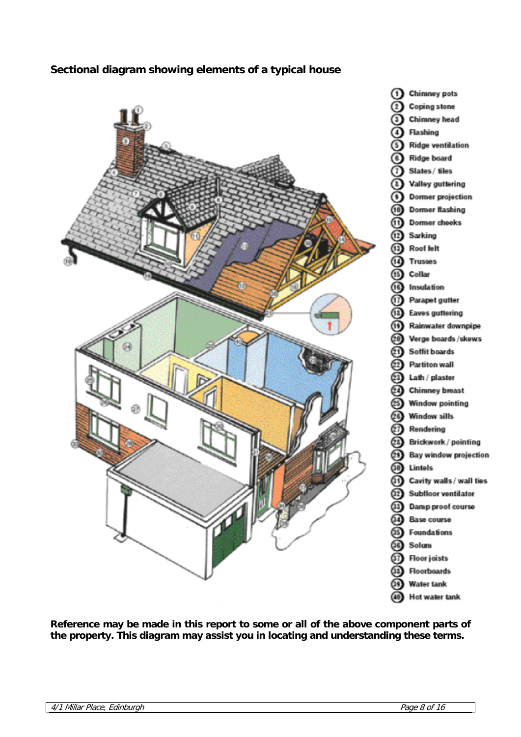**Sectional diagram showing elements of a typical house**

1. Chimney pots
2. Coping stone
3. Chimney head
4. Flashing
5. Ridge ventilation
6. Ridge board
7. Slates / tiles
8. Valley guttering
9. Dormer projection
10. Dormer flashing
11. Dormer cheeks
12. Sarking
13. Roof felt
14. Trusses
15. Collar
16. Insulation
17. Parapet gutter
18. Eaves guttering
19. Rainwater downpipe
20. Verge boards /skews
21. Soffit boards
22. Partiton wall
23. Lath / plaster
24. Chimney breast
25. Window pointing
26. Window sills
27. Rendering
28. Brickwork / pointing
29. Bay window projection
30. Lintels
31. Cavity walls / wall ties
32. Subfloor ventilator
33. Damp proof course
34. Base course
35. Foundations
36. Solum
37. Floor joists
38. Floorboards
39. Water tank
40. Hot water tank

**Reference may be made in this report to some or all of the above component parts of the property. This diagram may assist you in locating and understanding these terms.**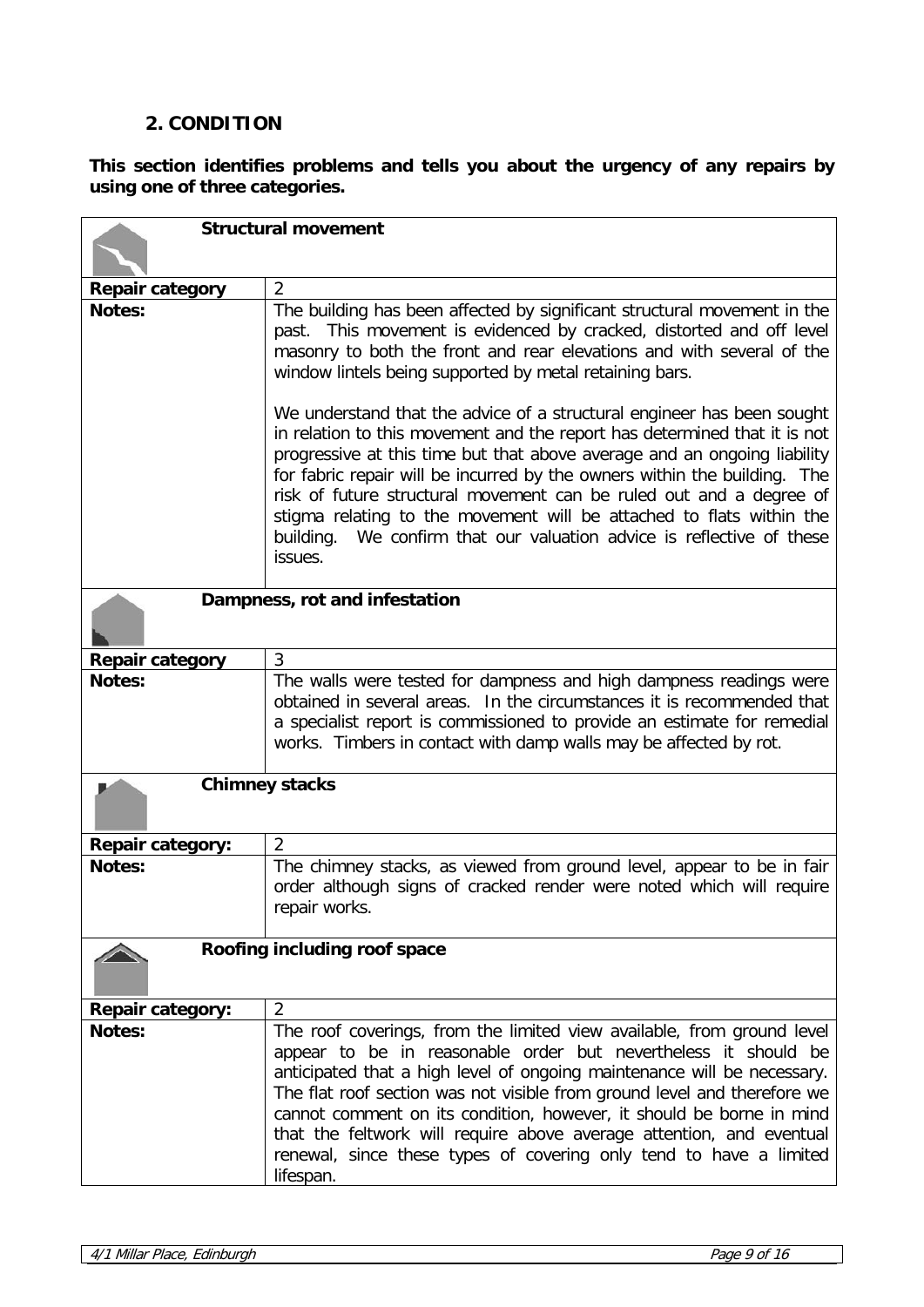## 2. CONDITION

**This section identifies problems and tells you about the urgency of any repairs by using one of three categories.**

### Structural movement

| | |
|---|---|
| **Repair category** | 2 |
| **Notes:** | The building has been affected by significant structural movement in the past. This movement is evidenced by cracked, distorted and off level masonry to both the front and rear elevations and with several of the window lintels being supported by metal retaining bars.<br><br>We understand that the advice of a structural engineer has been sought in relation to this movement and the report has determined that it is not progressive at this time but that above average and an ongoing liability for fabric repair will be incurred by the owners within the building. The risk of future structural movement can be ruled out and a degree of stigma relating to the movement will be attached to flats within the building. We confirm that our valuation advice is reflective of these issues. |

### Dampness, rot and infestation

| | |
|---|---|
| **Repair category** | 3 |
| **Notes:** | The walls were tested for dampness and high dampness readings were obtained in several areas. In the circumstances it is recommended that a specialist report is commissioned to provide an estimate for remedial works. Timbers in contact with damp walls may be affected by rot. |

### Chimney stacks

| | |
|---|---|
| **Repair category:** | 2 |
| **Notes:** | The chimney stacks, as viewed from ground level, appear to be in fair order although signs of cracked render were noted which will require repair works. |

### Roofing including roof space

| | |
|---|---|
| **Repair category:** | 2 |
| **Notes:** | The roof coverings, from the limited view available, from ground level appear to be in reasonable order but nevertheless it should be anticipated that a high level of ongoing maintenance will be necessary. The flat roof section was not visible from ground level and therefore we cannot comment on its condition, however, it should be borne in mind that the feltwork will require above average attention, and eventual renewal, since these types of covering only tend to have a limited lifespan. |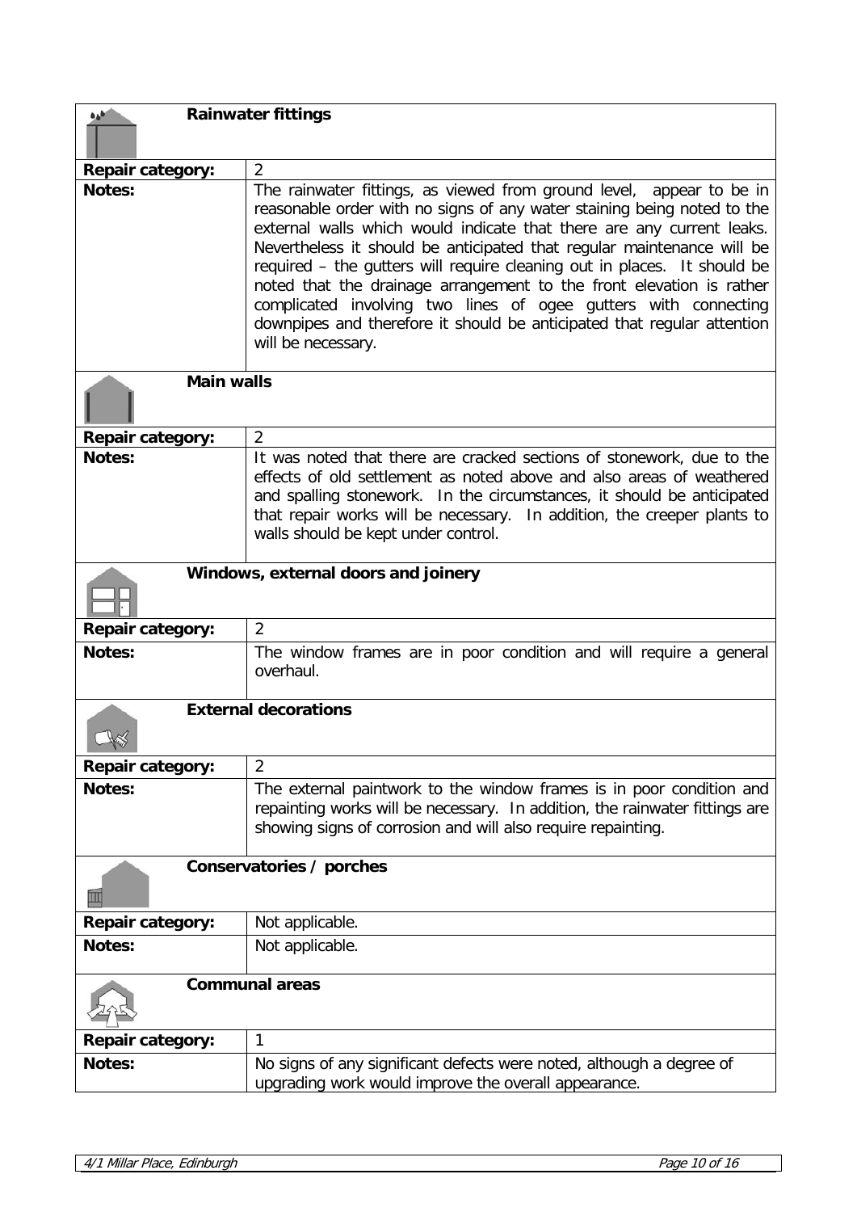### Rainwater fittings

| | |
|---|---|
| **Repair category:** | 2 |
| **Notes:** | The rainwater fittings, as viewed from ground level, appear to be in reasonable order with no signs of any water staining being noted to the external walls which would indicate that there are any current leaks. Nevertheless it should be anticipated that regular maintenance will be required – the gutters will require cleaning out in places. It should be noted that the drainage arrangement to the front elevation is rather complicated involving two lines of ogee gutters with connecting downpipes and therefore it should be anticipated that regular attention will be necessary. |

### Main walls

| | |
|---|---|
| **Repair category:** | 2 |
| **Notes:** | It was noted that there are cracked sections of stonework, due to the effects of old settlement as noted above and also areas of weathered and spalling stonework. In the circumstances, it should be anticipated that repair works will be necessary. In addition, the creeper plants to walls should be kept under control. |

### Windows, external doors and joinery

| | |
|---|---|
| **Repair category:** | 2 |
| **Notes:** | The window frames are in poor condition and will require a general overhaul. |

### External decorations

| | |
|---|---|
| **Repair category:** | 2 |
| **Notes:** | The external paintwork to the window frames is in poor condition and repainting works will be necessary. In addition, the rainwater fittings are showing signs of corrosion and will also require repainting. |

### Conservatories / porches

| | |
|---|---|
| **Repair category:** | Not applicable. |
| **Notes:** | Not applicable. |

### Communal areas

| | |
|---|---|
| **Repair category:** | 1 |
| **Notes:** | No signs of any significant defects were noted, although a degree of upgrading work would improve the overall appearance. |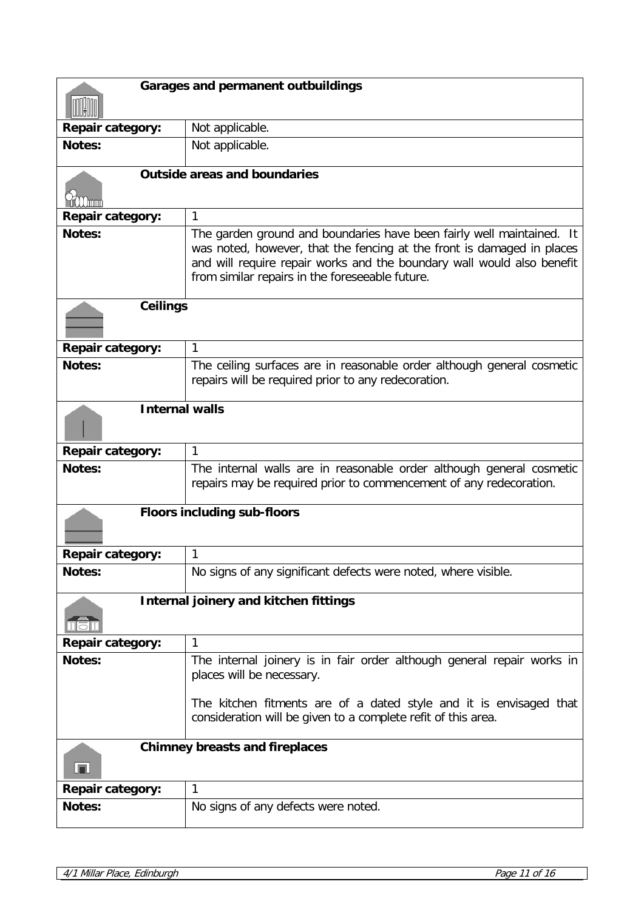### Garages and permanent outbuildings

| | |
|---|---|
| **Repair category:** | Not applicable. |
| **Notes:** | Not applicable. |

### Outside areas and boundaries

| | |
|---|---|
| **Repair category:** | 1 |
| **Notes:** | The garden ground and boundaries have been fairly well maintained. It was noted, however, that the fencing at the front is damaged in places and will require repair works and the boundary wall would also benefit from similar repairs in the foreseeable future. |

### Ceilings

| | |
|---|---|
| **Repair category:** | 1 |
| **Notes:** | The ceiling surfaces are in reasonable order although general cosmetic repairs will be required prior to any redecoration. |

### Internal walls

| | |
|---|---|
| **Repair category:** | 1 |
| **Notes:** | The internal walls are in reasonable order although general cosmetic repairs may be required prior to commencement of any redecoration. |

### Floors including sub-floors

| | |
|---|---|
| **Repair category:** | 1 |
| **Notes:** | No signs of any significant defects were noted, where visible. |

### Internal joinery and kitchen fittings

| | |
|---|---|
| **Repair category:** | 1 |
| **Notes:** | The internal joinery is in fair order although general repair works in places will be necessary.<br><br>The kitchen fitments are of a dated style and it is envisaged that consideration will be given to a complete refit of this area. |

### Chimney breasts and fireplaces

| | |
|---|---|
| **Repair category:** | 1 |
| **Notes:** | No signs of any defects were noted. |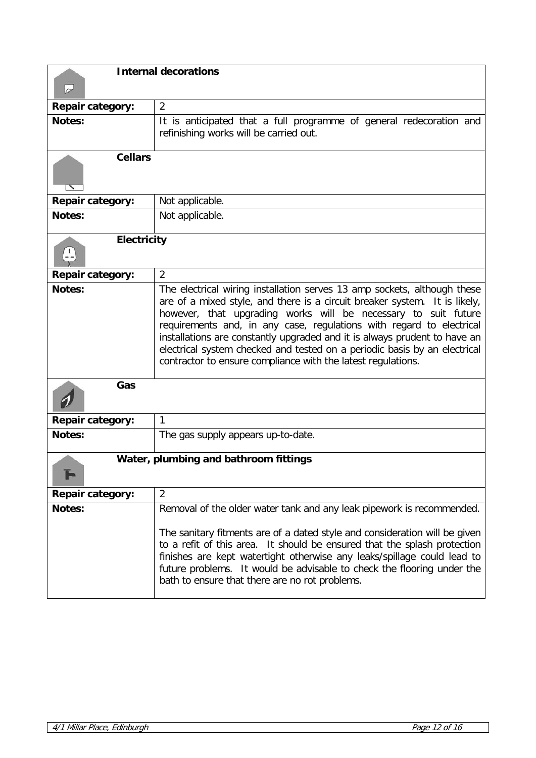### Internal decorations

| | |
|---|---|
| **Repair category:** | 2 |
| **Notes:** | It is anticipated that a full programme of general redecoration and refinishing works will be carried out. |

### Cellars

| | |
|---|---|
| **Repair category:** | Not applicable. |
| **Notes:** | Not applicable. |

### Electricity

| | |
|---|---|
| **Repair category:** | 2 |
| **Notes:** | The electrical wiring installation serves 13 amp sockets, although these are of a mixed style, and there is a circuit breaker system. It is likely, however, that upgrading works will be necessary to suit future requirements and, in any case, regulations with regard to electrical installations are constantly upgraded and it is always prudent to have an electrical system checked and tested on a periodic basis by an electrical contractor to ensure compliance with the latest regulations. |

### Gas

| | |
|---|---|
| **Repair category:** | 1 |
| **Notes:** | The gas supply appears up-to-date. |

### Water, plumbing and bathroom fittings

| | |
|---|---|
| **Repair category:** | 2 |
| **Notes:** | Removal of the older water tank and any leak pipework is recommended.<br><br>The sanitary fitments are of a dated style and consideration will be given to a refit of this area. It should be ensured that the splash protection finishes are kept watertight otherwise any leaks/spillage could lead to future problems. It would be advisable to check the flooring under the bath to ensure that there are no rot problems. |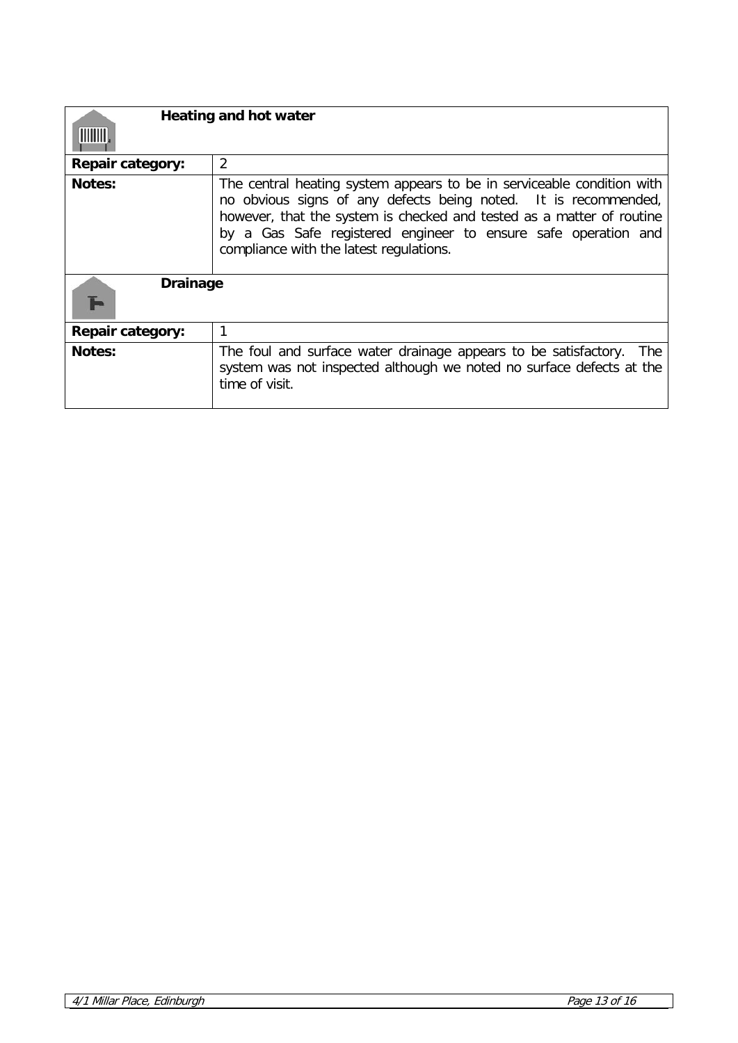## Heating and hot water

| | |
|---|---|
| **Repair category:** | 2 |
| **Notes:** | The central heating system appears to be in serviceable condition with no obvious signs of any defects being noted. It is recommended, however, that the system is checked and tested as a matter of routine by a Gas Safe registered engineer to ensure safe operation and compliance with the latest regulations. |

## Drainage

| | |
|---|---|
| **Repair category:** | 1 |
| **Notes:** | The foul and surface water drainage appears to be satisfactory. The system was not inspected although we noted no surface defects at the time of visit. |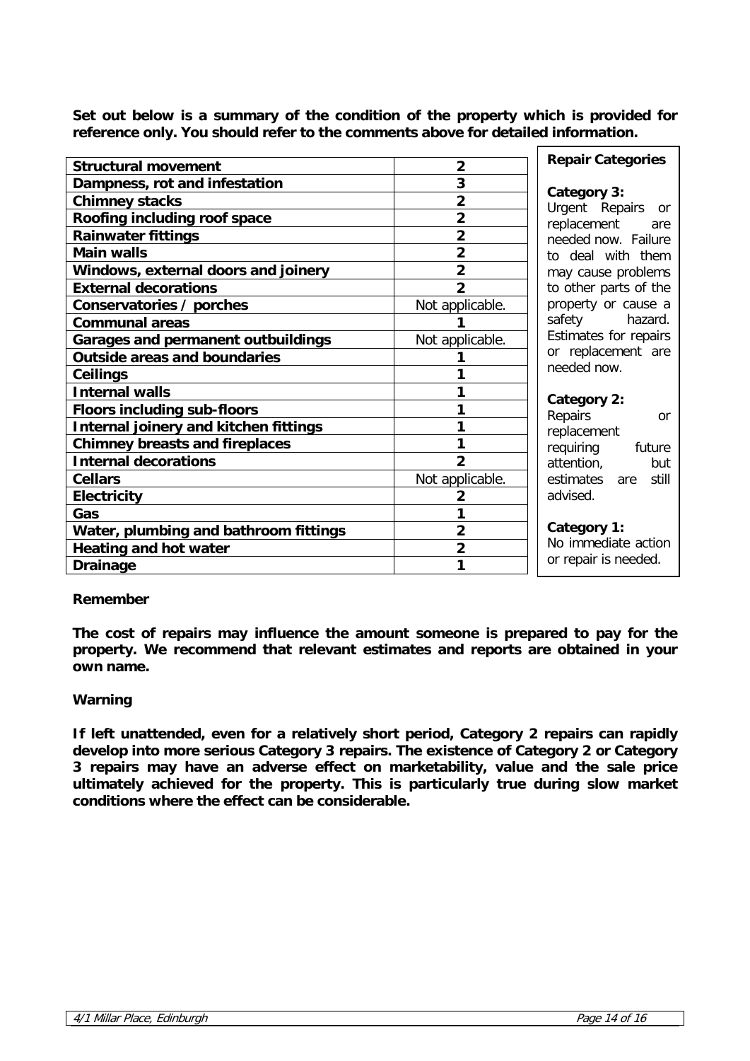**Set out below is a summary of the condition of the property which is provided for reference only. You should refer to the comments above for detailed information.**

| | |
|---|---|
| **Structural movement** | **2** |
| **Dampness, rot and infestation** | **3** |
| **Chimney stacks** | **2** |
| **Roofing including roof space** | **2** |
| **Rainwater fittings** | **2** |
| **Main walls** | **2** |
| **Windows, external doors and joinery** | **2** |
| **External decorations** | **2** |
| **Conservatories / porches** | Not applicable. |
| **Communal areas** | **1** |
| **Garages and permanent outbuildings** | Not applicable. |
| **Outside areas and boundaries** | **1** |
| **Ceilings** | **1** |
| **Internal walls** | **1** |
| **Floors including sub-floors** | **1** |
| **Internal joinery and kitchen fittings** | **1** |
| **Chimney breasts and fireplaces** | **1** |
| **Internal decorations** | **2** |
| **Cellars** | Not applicable. |
| **Electricity** | **2** |
| **Gas** | **1** |
| **Water, plumbing and bathroom fittings** | **2** |
| **Heating and hot water** | **2** |
| **Drainage** | **1** |

**Repair Categories**

**Category 3:**
Urgent Repairs or replacement are needed now. Failure to deal with them may cause problems to other parts of the property or cause a safety hazard. Estimates for repairs or replacement are needed now.

**Category 2:**
Repairs or replacement requiring future attention, but estimates are still advised.

**Category 1:**
No immediate action or repair is needed.

**Remember**

**The cost of repairs may influence the amount someone is prepared to pay for the property. We recommend that relevant estimates and reports are obtained in your own name.**

**Warning**

**If left unattended, even for a relatively short period, Category 2 repairs can rapidly develop into more serious Category 3 repairs. The existence of Category 2 or Category 3 repairs may have an adverse effect on marketability, value and the sale price ultimately achieved for the property. This is particularly true during slow market conditions where the effect can be considerable.**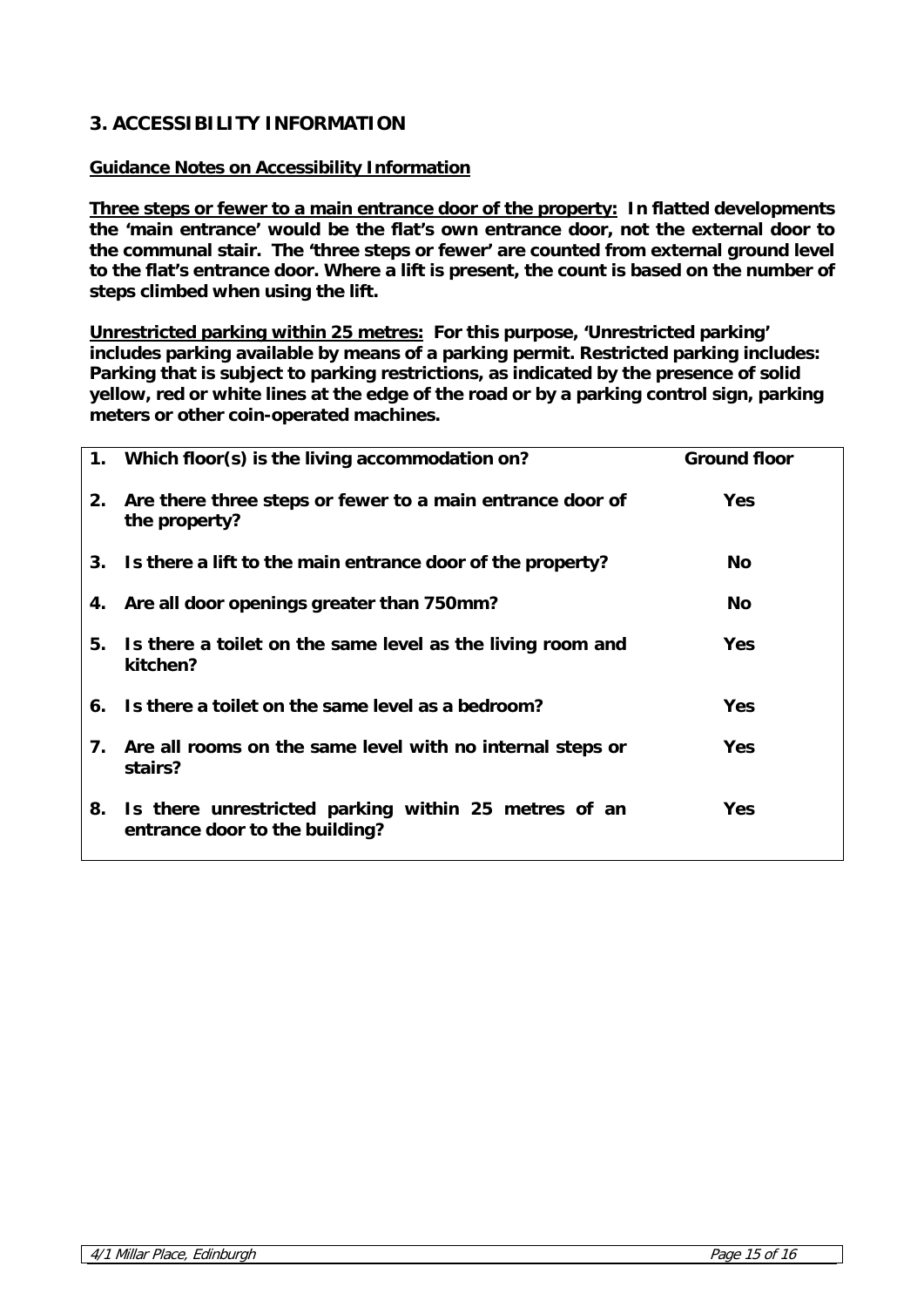## 3. ACCESSIBILITY INFORMATION

**Guidance Notes on Accessibility Information**

**Three steps or fewer to a main entrance door of the property:** **In flatted developments the 'main entrance' would be the flat's own entrance door, not the external door to the communal stair. The 'three steps or fewer' are counted from external ground level to the flat's entrance door. Where a lift is present, the count is based on the number of steps climbed when using the lift.**

**Unrestricted parking within 25 metres:** **For this purpose, 'Unrestricted parking' includes parking available by means of a parking permit. Restricted parking includes: Parking that is subject to parking restrictions, as indicated by the presence of solid yellow, red or white lines at the edge of the road or by a parking control sign, parking meters or other coin-operated machines.**

| | | |
|---|---|---|
| **1.** | **Which floor(s) is the living accommodation on?** | **Ground floor** |
| **2.** | **Are there three steps or fewer to a main entrance door of the property?** | **Yes** |
| **3.** | **Is there a lift to the main entrance door of the property?** | **No** |
| **4.** | **Are all door openings greater than 750mm?** | **No** |
| **5.** | **Is there a toilet on the same level as the living room and kitchen?** | **Yes** |
| **6.** | **Is there a toilet on the same level as a bedroom?** | **Yes** |
| **7.** | **Are all rooms on the same level with no internal steps or stairs?** | **Yes** |
| **8.** | **Is there unrestricted parking within 25 metres of an entrance door to the building?** | **Yes** |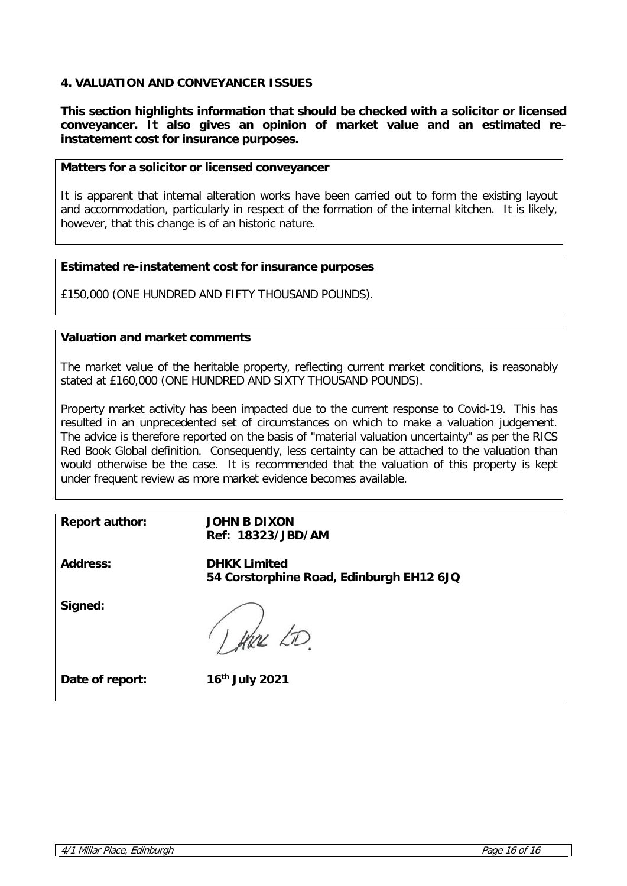## 4. VALUATION AND CONVEYANCER ISSUES

**This section highlights information that should be checked with a solicitor or licensed conveyancer. It also gives an opinion of market value and an estimated re-instatement cost for insurance purposes.**

**Matters for a solicitor or licensed conveyancer**

It is apparent that internal alteration works have been carried out to form the existing layout and accommodation, particularly in respect of the formation of the internal kitchen. It is likely, however, that this change is of an historic nature.

**Estimated re-instatement cost for insurance purposes**

£150,000 (ONE HUNDRED AND FIFTY THOUSAND POUNDS).

**Valuation and market comments**

The market value of the heritable property, reflecting current market conditions, is reasonably stated at £160,000 (ONE HUNDRED AND SIXTY THOUSAND POUNDS).

Property market activity has been impacted due to the current response to Covid-19. This has resulted in an unprecedented set of circumstances on which to make a valuation judgement. The advice is therefore reported on the basis of "material valuation uncertainty" as per the RICS Red Book Global definition. Consequently, less certainty can be attached to the valuation than would otherwise be the case. It is recommended that the valuation of this property is kept under frequent review as more market evidence becomes available.

| | |
|---|---|
| **Report author:** | **JOHN B DIXON**<br>**Ref: 18323/JBD/AM** |
| **Address:** | **DHKK Limited**<br>**54 Corstorphine Road, Edinburgh EH12 6JQ** |
| **Signed:** | DHKK LTD. |
| **Date of report:** | **16th July 2021** |